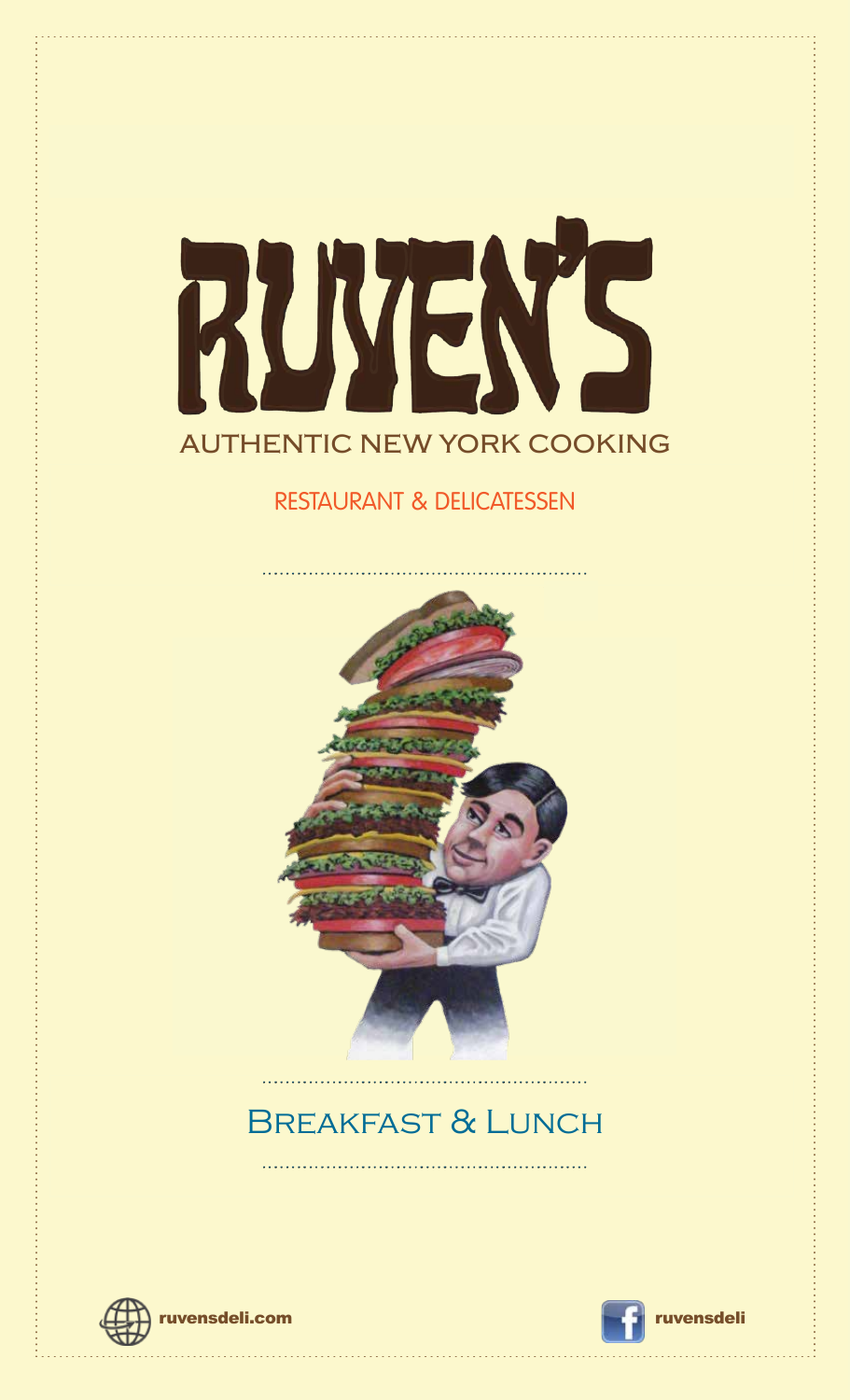# RUVEN'S

AUTHENTIC NEW YORK COOKING

RESTAURANT & DELICATESSEN

## Breakfast & Lunch

ruvensdeli.com

ruvensdeli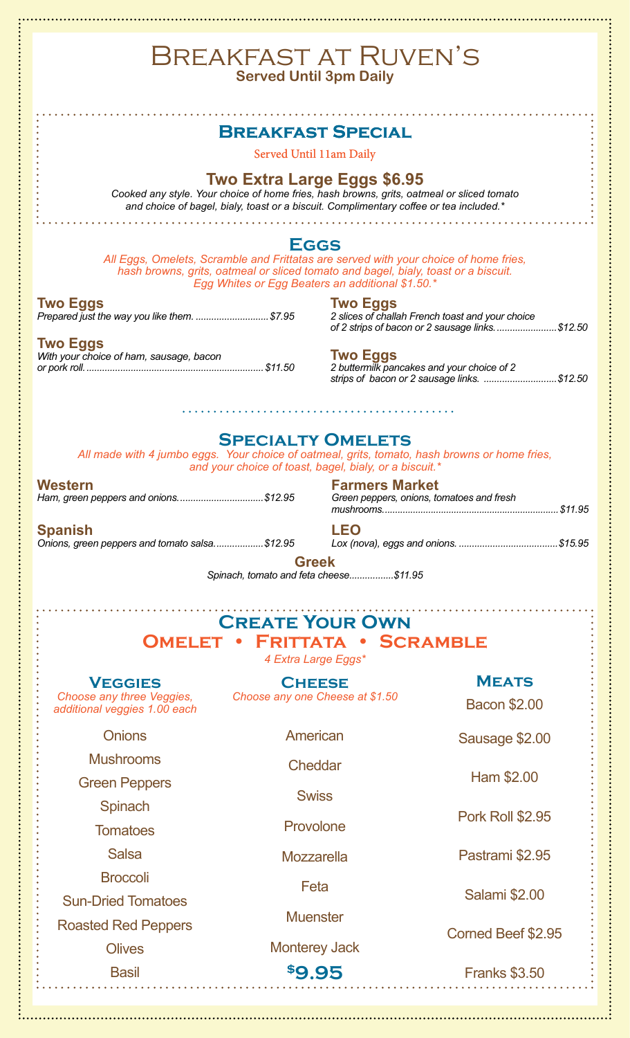# Breakfast at Ruven's

**Served Until 3pm Daily**

## Breakfast Special

Served Until 11am Daily

### Two Extra Large Eggs $6.95

*Cooked any style. Your choice of home fries, hash browns, grits, oatmeal or sliced tomato and choice of bagel, bialy, toast or a biscuit. Complimentary coffee or tea included.**

## Eggs

*All Eggs, Omelets, Scramble and Frittatas are served with your choice of home fries, hash browns, grits, oatmeal or sliced tomato and bagel, bialy, toast or a biscuit. Egg Whites or Egg Beaters an additional $1.50.**

**Two Eggs**
*Prepared just the way you like them.* ............................$7.95

**Two Eggs**
*With your choice of ham, sausage, bacon or pork roll.* ............................$11.50

**Two Eggs**
*2 slices of challah French toast and your choice of 2 strips of bacon or 2 sausage links.* ............................$12.50

**Two Eggs**
*2 buttermilk pancakes and your choice of 2 strips of bacon or 2 sausage links.* ............................$12.50

## Specialty Omelets

*All made with 4 jumbo eggs. Your choice of oatmeal, grits, tomato, hash browns or home fries, and your choice of toast, bagel, bialy, or a biscuit.**

**Western**
*Ham, green peppers and onions.* ............................$12.95

**Spanish**
*Onions, green peppers and tomato salsa.* ............................$12.95

**Farmers Market**
*Green peppers, onions, tomatoes and fresh mushrooms.* ............................$11.95

**LEO**
*Lox (nova), eggs and onions.* ............................$15.95

**Greek**
*Spinach, tomato and feta cheese* ............................$11.95

## Create Your Own
## Omelet • Frittata • Scramble

*4 Extra Large Eggs**

### Veggies

*Choose any three Veggies, additional veggies 1.00 each*

- Onions
- Mushrooms
- Green Peppers
- Spinach
- Tomatoes
- Salsa
- Broccoli
- Sun-Dried Tomatoes
- Roasted Red Peppers
- Olives
- Basil

### Cheese

*Choose any one Cheese at $1.50*

- American
- Cheddar
- Swiss
- Provolone
- Mozzarella
- Feta
- Muenster
- Monterey Jack

**$9.95**

### Meats

- Bacon $2.00
- Sausage $2.00
- Ham $2.00
- Pork Roll $2.95
- Pastrami $2.95
- Salami $2.00
- Corned Beef $2.95
- Franks $3.50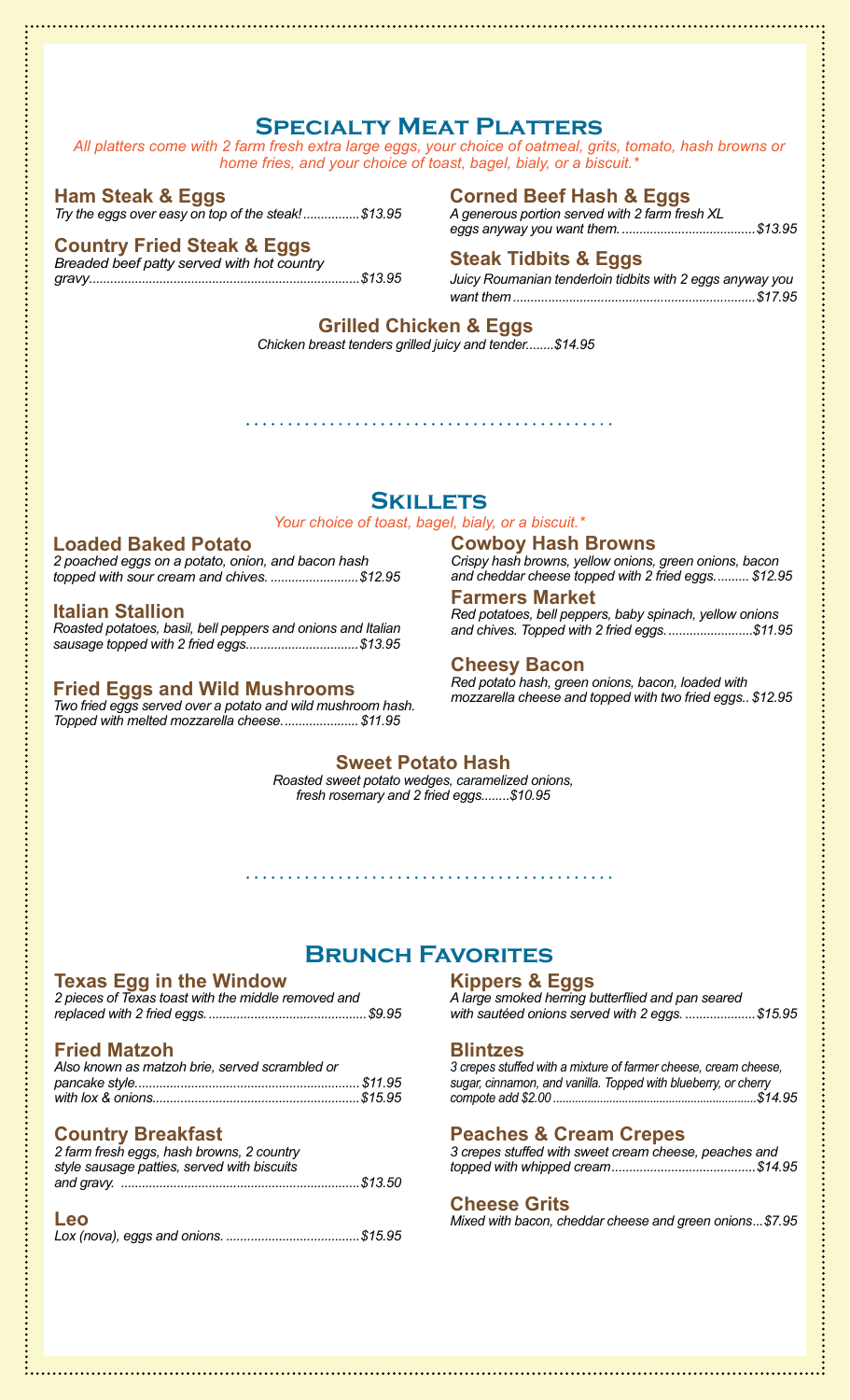## Specialty Meat Platters

*All platters come with 2 farm fresh extra large eggs, your choice of oatmeal, grits, tomato, hash browns or home fries, and your choice of toast, bagel, bialy, or a biscuit.**

### Ham Steak & Eggs
*Try the eggs over easy on top of the steak!................$13.95*

### Country Fried Steak & Eggs
*Breaded beef patty served with hot country gravy...........................................................................$13.95*

### Corned Beef Hash & Eggs
*A generous portion served with 2 farm fresh XL eggs anyway you want them......................................$13.95*

### Steak Tidbits & Eggs
*Juicy Roumanian tenderloin tidbits with 2 eggs anyway you want them....................................................................$17.95*

### Grilled Chicken & Eggs
*Chicken breast tenders grilled juicy and tender........$14.95*

## Skillets

*Your choice of toast, bagel, bialy, or a biscuit.**

### Loaded Baked Potato
*2 poached eggs on a potato, onion, and bacon hash topped with sour cream and chives. .........................$12.95*

### Italian Stallion
*Roasted potatoes, basil, bell peppers and onions and Italian sausage topped with 2 fried eggs................................$13.95*

### Fried Eggs and Wild Mushrooms
*Two fried eggs served over a potato and wild mushroom hash. Topped with melted mozzarella cheese..................... $11.95*

### Cowboy Hash Browns
*Crispy hash browns, yellow onions, green onions, bacon and cheddar cheese topped with 2 fried eggs.......... $12.95*

### Farmers Market
*Red potatoes, bell peppers, baby spinach, yellow onions and chives. Topped with 2 fried eggs.........................$11.95*

### Cheesy Bacon
*Red potato hash, green onions, bacon, loaded with mozzarella cheese and topped with two fried eggs.. $12.95*

### Sweet Potato Hash
*Roasted sweet potato wedges, caramelized onions, fresh rosemary and 2 fried eggs........$10.95*

## Brunch Favorites

### Texas Egg in the Window
*2 pieces of Texas toast with the middle removed and replaced with 2 fried eggs. ............................................$9.95*

### Fried Matzoh
*Also known as matzoh brie, served scrambled or pancake style................................................................ $11.95*
*with lox & onions..........................................................$15.95*

### Country Breakfast
*2 farm fresh eggs, hash browns, 2 country style sausage patties, served with biscuits and gravy. ..................................................................$13.50*

### Leo
*Lox (nova), eggs and onions. .....................................$15.95*

### Kippers & Eggs
*A large smoked herring butterflied and pan seared with sautéed onions served with 2 eggs. ...................$15.95*

### Blintzes
*3 crepes stuffed with a mixture of farmer cheese, cream cheese, sugar, cinnamon, and vanilla. Topped with blueberry, or cherry compote add $2.00 ...............................................................$14.95*

### Peaches & Cream Crepes
*3 crepes stuffed with sweet cream cheese, peaches and topped with whipped cream........................................$14.95*

### Cheese Grits
*Mixed with bacon, cheddar cheese and green onions...$7.95*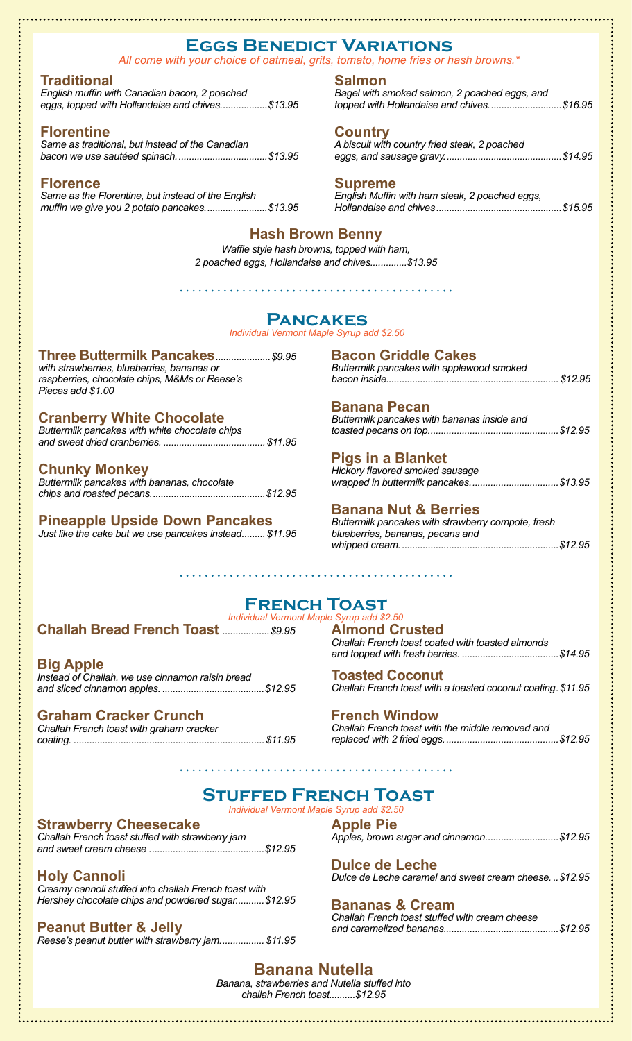## Eggs Benedict Variations

*All come with your choice of oatmeal, grits, tomato, home fries or hash browns.**

### Traditional
*English muffin with Canadian bacon, 2 poached eggs, topped with Hollandaise and chives..................$13.95*

### Florentine
*Same as traditional, but instead of the Canadian bacon we use sautéed spinach..................................$13.95*

### Florence
*Same as the Florentine, but instead of the English muffin we give you 2 potato pancakes.......................$13.95*

### Salmon
*Bagel with smoked salmon, 2 poached eggs, and topped with Hollandaise and chives...........................$16.95*

### Country
*A biscuit with country fried steak, 2 poached eggs, and sausage gravy............................................$14.95*

### Supreme
*English Muffin with ham steak, 2 poached eggs, Hollandaise and chives................................................$15.95*

### Hash Brown Benny
*Waffle style hash browns, topped with ham, 2 poached eggs, Hollandaise and chives.............$13.95*

## Pancakes

*Individual Vermont Maple Syrup add $2.50*

### Three Buttermilk Pancakes....................$9.95
*with strawberries, blueberries, bananas or raspberries, chocolate chips, M&Ms or Reese's Pieces add $1.00*

### Cranberry White Chocolate
*Buttermilk pancakes with white chocolate chips and sweet dried cranberries. ....................................... $11.95*

### Chunky Monkey
*Buttermilk pancakes with bananas, chocolate chips and roasted pecans...........................................$12.95*

### Pineapple Upside Down Pancakes
*Just like the cake but we use pancakes instead......... $11.95*

### Bacon Griddle Cakes
*Buttermilk pancakes with applewood smoked bacon inside.................................................................. $12.95*

### Banana Pecan
*Buttermilk pancakes with bananas inside and toasted pecans on top.................................................$12.95*

### Pigs in a Blanket
*Hickory flavored smoked sausage wrapped in buttermilk pancakes.................................$13.95*

### Banana Nut & Berries
*Buttermilk pancakes with strawberry compote, fresh blueberries, bananas, pecans and whipped cream...........................................................$12.95*

## French Toast

*Individual Vermont Maple Syrup add $2.50*

### Challah Bread French Toast .................$9.95

### Big Apple
*Instead of Challah, we use cinnamon raisin bread and sliced cinnamon apples. .......................................$12.95*

### Graham Cracker Crunch
*Challah French toast with graham cracker coating. ........................................................................ $11.95*

### Almond Crusted
*Challah French toast coated with toasted almonds and topped with fresh berries. ....................................$14.95*

### Toasted Coconut
*Challah French toast with a toasted coconut coating. $11.95*

### French Window
*Challah French toast with the middle removed and replaced with 2 fried eggs...........................................$12.95*

## Stuffed French Toast

*Individual Vermont Maple Syrup add $2.50*

### Strawberry Cheesecake
*Challah French toast stuffed with strawberry jam and sweet cream cheese ...........................................$12.95*

### Holy Cannoli
*Creamy cannoli stuffed into challah French toast with Hershey chocolate chips and powdered sugar...........$12.95*

### Peanut Butter & Jelly
*Reese's peanut butter with strawberry jam................. $11.95*

### Apple Pie
*Apples, brown sugar and cinnamon............................$12.95*

### Dulce de Leche
*Dulce de Leche caramel and sweet cream cheese. ..$12.95*

### Bananas & Cream
*Challah French toast stuffed with cream cheese and caramelized bananas...........................................$12.95*

### Banana Nutella
*Banana, strawberries and Nutella stuffed into challah French toast..........$12.95*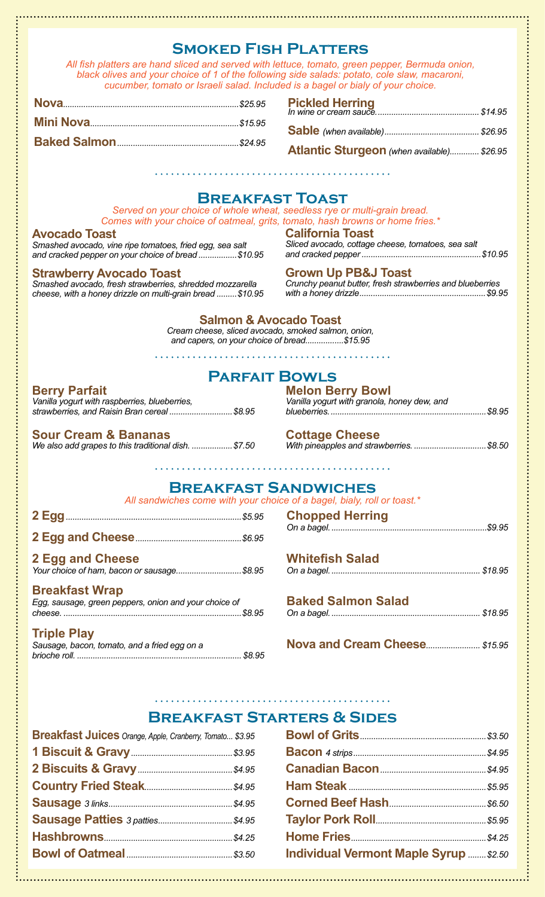## Smoked Fish Platters

*All fish platters are hand sliced and served with lettuce, tomato, green pepper, Bermuda onion, black olives and your choice of 1 of the following side salads: potato, cole slaw, macaroni, cucumber, tomato or Israeli salad. Included is a bagel or bialy of your choice.*

**Nova** ............ *$25.95*

**Mini Nova** ............ *$15.95*

**Baked Salmon** ............ *$24.95*

**Pickled Herring**
*In wine or cream sauce.* ............ *$14.95*

**Sable** *(when available)* ............ *$26.95*

**Atlantic Sturgeon** *(when available)* ............ *$26.95*

## Breakfast Toast

*Served on your choice of whole wheat, seedless rye or multi-grain bread. Comes with your choice of oatmeal, grits, tomato, hash browns or home fries.**

**Avocado Toast**
*Smashed avocado, vine ripe tomatoes, fried egg, sea salt and cracked pepper on your choice of bread* ............ *$10.95*

**Strawberry Avocado Toast**
*Smashed avocado, fresh strawberries, shredded mozzarella cheese, with a honey drizzle on multi-grain bread* ............ *$10.95*

**California Toast**
*Sliced avocado, cottage cheese, tomatoes, sea salt and cracked pepper* ............ *$10.95*

**Grown Up PB&J Toast**
*Crunchy peanut butter, fresh strawberries and blueberries with a honey drizzle* ............ *$9.95*

**Salmon & Avocado Toast**
*Cream cheese, sliced avocado, smoked salmon, onion, and capers, on your choice of bread* ............ *$15.95*

## Parfait Bowls

**Berry Parfait**
*Vanilla yogurt with raspberries, blueberries, strawberries, and Raisin Bran cereal* ............ *$8.95*

**Sour Cream & Bananas**
*We also add grapes to this traditional dish.* ............ *$7.50*

**Melon Berry Bowl**
*Vanilla yogurt with granola, honey dew, and blueberries.* ............ *$8.95*

**Cottage Cheese**
*With pineapples and strawberries.* ............ *$8.50*

## Breakfast Sandwiches

*All sandwiches come with your choice of a bagel, bialy, roll or toast.**

**2 Egg** ............ *$5.95*

**2 Egg and Cheese** ............ *$6.95*

**2 Egg and Cheese**
*Your choice of ham, bacon or sausage* ............ *$8.95*

**Breakfast Wrap**
*Egg, sausage, green peppers, onion and your choice of cheese.* ............ *$8.95*

**Triple Play**
*Sausage, bacon, tomato, and a fried egg on a brioche roll.* ............ *$8.95*

**Chopped Herring**
*On a bagel.* ............ *$9.95*

**Whitefish Salad**
*On a bagel.* ............ *$18.95*

**Baked Salmon Salad**
*On a bagel.* ............ *$18.95*

**Nova and Cream Cheese** ............ *$15.95*

## Breakfast Starters & Sides

**Breakfast Juices** *Orange, Apple, Cranberry, Tomato...* *$3.95*

**1 Biscuit & Gravy** ............ *$3.95*

**2 Biscuits & Gravy** ............ *$4.95*

**Country Fried Steak** ............ *$4.95*

**Sausage** *3 links* ............ *$4.95*

**Sausage Patties** *3 patties* ............ *$4.95*

**Hashbrowns** ............ *$4.25*

**Bowl of Oatmeal** ............ *$3.50*

**Bowl of Grits** ............ *$3.50*

**Bacon** *4 strips* ............ *$4.95*

**Canadian Bacon** ............ *$4.95*

**Ham Steak** ............ *$5.95*

**Corned Beef Hash** ............ *$6.50*

**Taylor Pork Roll** ............ *$5.95*

**Home Fries** ............ *$4.25*

**Individual Vermont Maple Syrup** ............ *$2.50*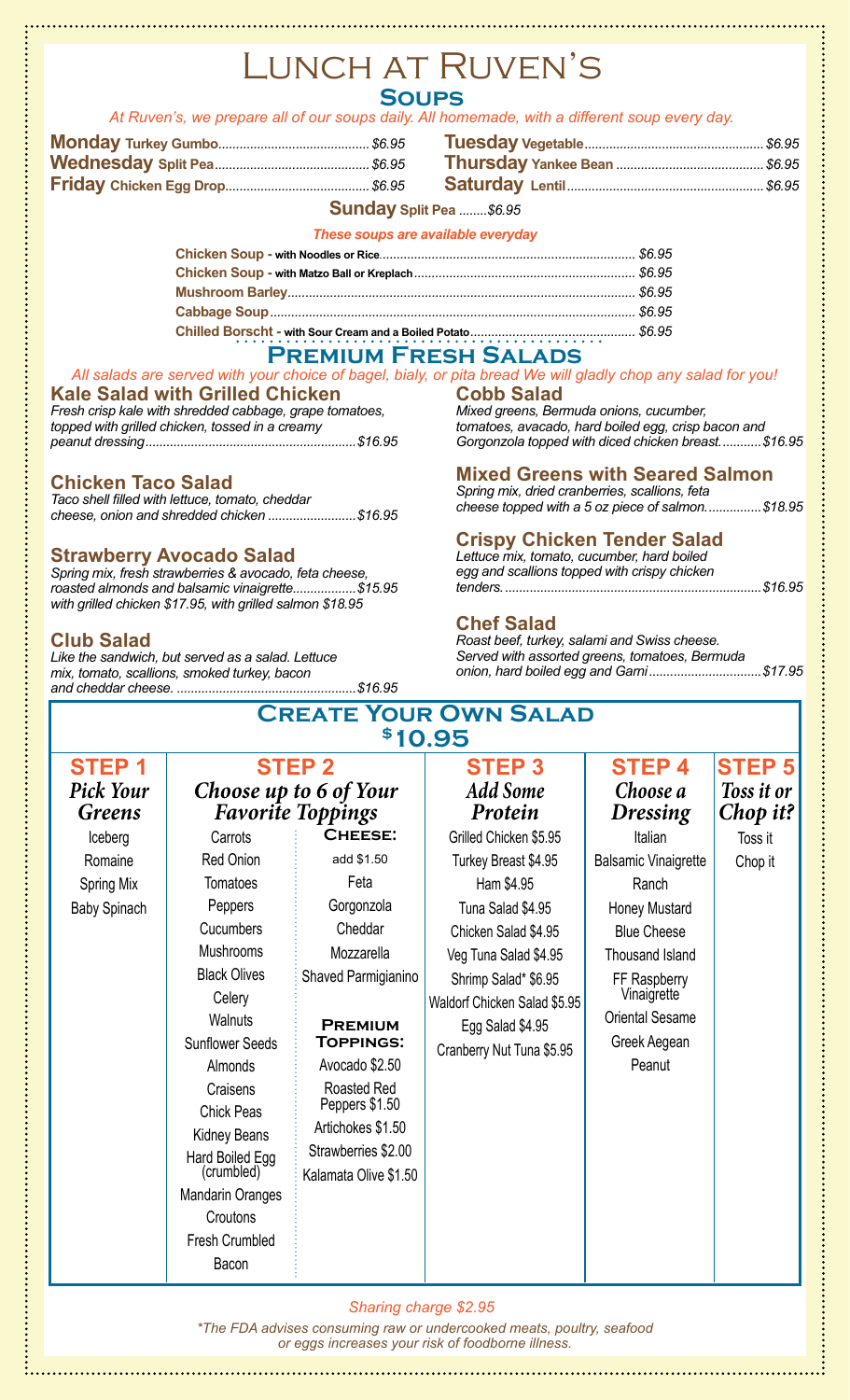# Lunch at Ruven's

## Soups

*At Ruven's, we prepare all of our soups daily. All homemade, with a different soup every day.*

**Monday** Turkey Gumbo........ *$6.95*

**Tuesday** Vegetable........ *$6.95*

**Wednesday** Split Pea........ *$6.95*

**Thursday** Yankee Bean........ *$6.95*

**Friday** Chicken Egg Drop........ *$6.95*

**Saturday** Lentil........ *$6.95*

**Sunday** Split Pea ........*$6.95*

***These soups are available everyday***

**Chicken Soup -** with Noodles or Rice........ *$6.95*

**Chicken Soup -** with Matzo Ball or Kreplach........ *$6.95*

**Mushroom Barley**........ *$6.95*

**Cabbage Soup**........ *$6.95*

**Chilled Borscht -** with Sour Cream and a Boiled Potato........ *$6.95*

## Premium Fresh Salads

*All salads are served with your choice of bagel, bialy, or pita bread We will gladly chop any salad for you!*

### Kale Salad with Grilled Chicken

*Fresh crisp kale with shredded cabbage, grape tomatoes, topped with grilled chicken, tossed in a creamy peanut dressing........$16.95*

### Chicken Taco Salad

*Taco shell filled with lettuce, tomato, cheddar cheese, onion and shredded chicken ........$16.95*

### Strawberry Avocado Salad

*Spring mix, fresh strawberries & avocado, feta cheese, roasted almonds and balsamic vinaigrette........$15.95*
*with grilled chicken $17.95, with grilled salmon $18.95*

### Club Salad

*Like the sandwich, but served as a salad. Lettuce mix, tomato, scallions, smoked turkey, bacon and cheddar cheese. ........$16.95*

### Cobb Salad

*Mixed greens, Bermuda onions, cucumber, tomatoes, avacado, hard boiled egg, crisp bacon and Gorgonzola topped with diced chicken breast........$16.95*

### Mixed Greens with Seared Salmon

*Spring mix, dried cranberries, scallions, feta cheese topped with a 5 oz piece of salmon........$18.95*

### Crispy Chicken Tender Salad

*Lettuce mix, tomato, cucumber, hard boiled egg and scallions topped with crispy chicken tenders........$16.95*

### Chef Salad

*Roast beef, turkey, salami and Swiss cheese. Served with assorted greens, tomatoes, Bermuda onion, hard boiled egg and Garni........$17.95*

## Create Your Own Salad

## $10.95

| STEP 1 *Pick Your Greens* | STEP 2 *Choose up to 6 of Your Favorite Toppings* | | STEP 3 *Add Some Protein* | STEP 4 *Choose a Dressing* | STEP 5 *Toss it or Chop it?* |
|---|---|---|---|---|---|
| Iceberg | Carrots | **Cheese:** | Grilled Chicken $5.95 | Italian | Toss it |
| Romaine | Red Onion | add $1.50 | Turkey Breast $4.95 | Balsamic Vinaigrette | Chop it |
| Spring Mix | Tomatoes | Feta | Ham $4.95 | Ranch | |
| Baby Spinach | Peppers | Gorgonzola | Tuna Salad $4.95 | Honey Mustard | |
| | Cucumbers | Cheddar | Chicken Salad $4.95 | Blue Cheese | |
| | Mushrooms | Mozzarella | Veg Tuna Salad $4.95 | Thousand Island | |
| | Black Olives | Shaved Parmigianino | Shrimp Salad* $6.95 | FF Raspberry Vinaigrette | |
| | Celery | | Waldorf Chicken Salad $5.95 | Oriental Sesame | |
| | Walnuts | **Premium Toppings:** | Egg Salad $4.95 | Greek Aegean | |
| | Sunflower Seeds | Avocado $2.50 | Cranberry Nut Tuna $5.95 | Peanut | |
| | Almonds | Roasted Red Peppers $1.50 | | | |
| | Craisens | Artichokes $1.50 | | | |
| | Chick Peas | Strawberries $2.00 | | | |
| | Kidney Beans | Kalamata Olive $1.50 | | | |
| | Hard Boiled Egg (crumbled) | | | | |
| | Mandarin Oranges | | | | |
| | Croutons | | | | |
| | Fresh Crumbled Bacon | | | | |

*Sharing charge $2.95*

*\*The FDA advises consuming raw or undercooked meats, poultry, seafood or eggs increases your risk of foodborne illness.*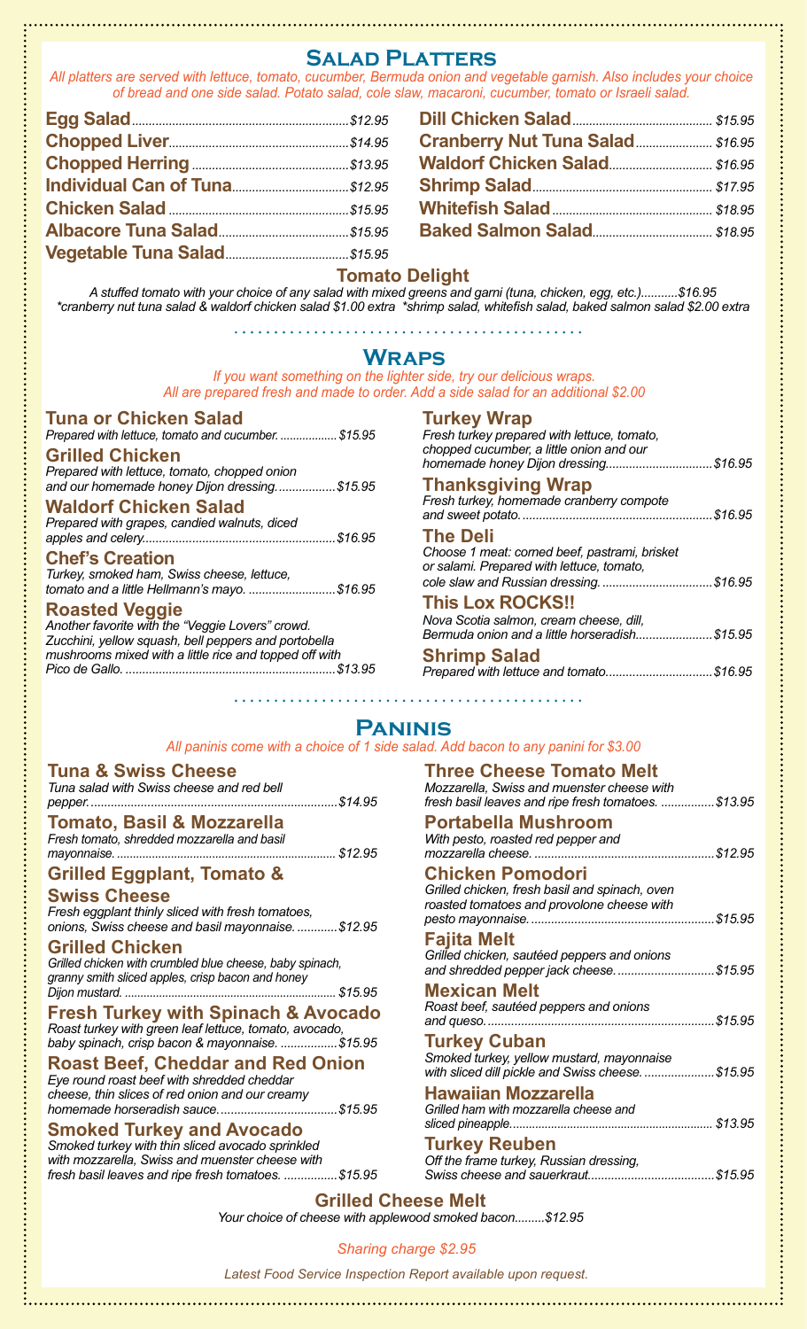## Salad Platters

*All platters are served with lettuce, tomato, cucumber, Bermuda onion and vegetable garnish. Also includes your choice of bread and one side salad. Potato salad, cole slaw, macaroni, cucumber, tomato or Israeli salad.*

- **Egg Salad** ........ *$12.95*
- **Chopped Liver** ........ *$14.95*
- **Chopped Herring** ........ *$13.95*
- **Individual Can of Tuna** ........ *$12.95*
- **Chicken Salad** ........ *$15.95*
- **Albacore Tuna Salad** ........ *$15.95*
- **Vegetable Tuna Salad** ........ *$15.95*
- **Dill Chicken Salad** ........ *$15.95*
- **Cranberry Nut Tuna Salad** ........ *$16.95*
- **Waldorf Chicken Salad** ........ *$16.95*
- **Shrimp Salad** ........ *$17.95*
- **Whitefish Salad** ........ *$18.95*
- **Baked Salmon Salad** ........ *$18.95*

### Tomato Delight

*A stuffed tomato with your choice of any salad with mixed greens and garni (tuna, chicken, egg, etc.)...........$16.95*
*\*cranberry nut tuna salad & waldorf chicken salad $1.00 extra \*shrimp salad, whitefish salad, baked salmon salad $2.00 extra*

## Wraps

*If you want something on the lighter side, try our delicious wraps. All are prepared fresh and made to order. Add a side salad for an additional $2.00*

**Tuna or Chicken Salad**
*Prepared with lettuce, tomato and cucumber. ................. $15.95*

**Grilled Chicken**
*Prepared with lettuce, tomato, chopped onion and our homemade honey Dijon dressing.................$15.95*

**Waldorf Chicken Salad**
*Prepared with grapes, candied walnuts, diced apples and celery.........................................................$16.95*

**Chef's Creation**
*Turkey, smoked ham, Swiss cheese, lettuce, tomato and a little Hellmann's mayo. ..........................$16.95*

**Roasted Veggie**
*Another favorite with the "Veggie Lovers" crowd. Zucchini, yellow squash, bell peppers and portobella mushrooms mixed with a little rice and topped off with Pico de Gallo. ..............................................................$13.95*

**Turkey Wrap**
*Fresh turkey prepared with lettuce, tomato, chopped cucumber, a little onion and our homemade honey Dijon dressing................................$16.95*

**Thanksgiving Wrap**
*Fresh turkey, homemade cranberry compote and sweet potato.........................................................$16.95*

**The Deli**
*Choose 1 meat: corned beef, pastrami, brisket or salami. Prepared with lettuce, tomato, cole slaw and Russian dressing. ................................$16.95*

**This Lox ROCKS!!**
*Nova Scotia salmon, cream cheese, dill, Bermuda onion and a little horseradish.......................$15.95*

**Shrimp Salad**
*Prepared with lettuce and tomato................................$16.95*

## Paninis

*All paninis come with a choice of 1 side salad. Add bacon to any panini for $3.00*

**Tuna & Swiss Cheese**
*Tuna salad with Swiss cheese and red bell pepper.........................................................................$14.95*

**Tomato, Basil & Mozzarella**
*Fresh tomato, shredded mozzarella and basil mayonnaise. ................................................................... $12.95*

**Grilled Eggplant, Tomato & Swiss Cheese**
*Fresh eggplant thinly sliced with fresh tomatoes, onions, Swiss cheese and basil mayonnaise. ............$12.95*

**Grilled Chicken**
*Grilled chicken with crumbled blue cheese, baby spinach, granny smith sliced apples, crisp bacon and honey Dijon mustard. .................................................................. $15.95*

**Fresh Turkey with Spinach & Avocado**
*Roast turkey with green leaf lettuce, tomato, avocado, baby spinach, crisp bacon & mayonnaise. .................$15.95*

**Roast Beef, Cheddar and Red Onion**
*Eye round roast beef with shredded cheddar cheese, thin slices of red onion and our creamy homemade horseradish sauce...................................$15.95*

**Smoked Turkey and Avocado**
*Smoked turkey with thin sliced avocado sprinkled with mozzarella, Swiss and muenster cheese with fresh basil leaves and ripe fresh tomatoes. ................$15.95*

**Three Cheese Tomato Melt**
*Mozzarella, Swiss and muenster cheese with fresh basil leaves and ripe fresh tomatoes. ................$13.95*

**Portabella Mushroom**
*With pesto, roasted red pepper and mozzarella cheese. .....................................................$12.95*

**Chicken Pomodori**
*Grilled chicken, fresh basil and spinach, oven roasted tomatoes and provolone cheese with pesto mayonnaise......................................................$15.95*

**Fajita Melt**
*Grilled chicken, sautéed peppers and onions and shredded pepper jack cheese.............................$15.95*

**Mexican Melt**
*Roast beef, sautéed peppers and onions and queso...................................................................$15.95*

**Turkey Cuban**
*Smoked turkey, yellow mustard, mayonnaise with sliced dill pickle and Swiss cheese. ....................$15.95*

**Hawaiian Mozzarella**
*Grilled ham with mozzarella cheese and sliced pineapple............................................................. $13.95*

**Turkey Reuben**
*Off the frame turkey, Russian dressing, Swiss cheese and sauerkraut.....................................$15.95*

### Grilled Cheese Melt

*Your choice of cheese with applewood smoked bacon.........$12.95*

*Sharing charge $2.95*

*Latest Food Service Inspection Report available upon request.*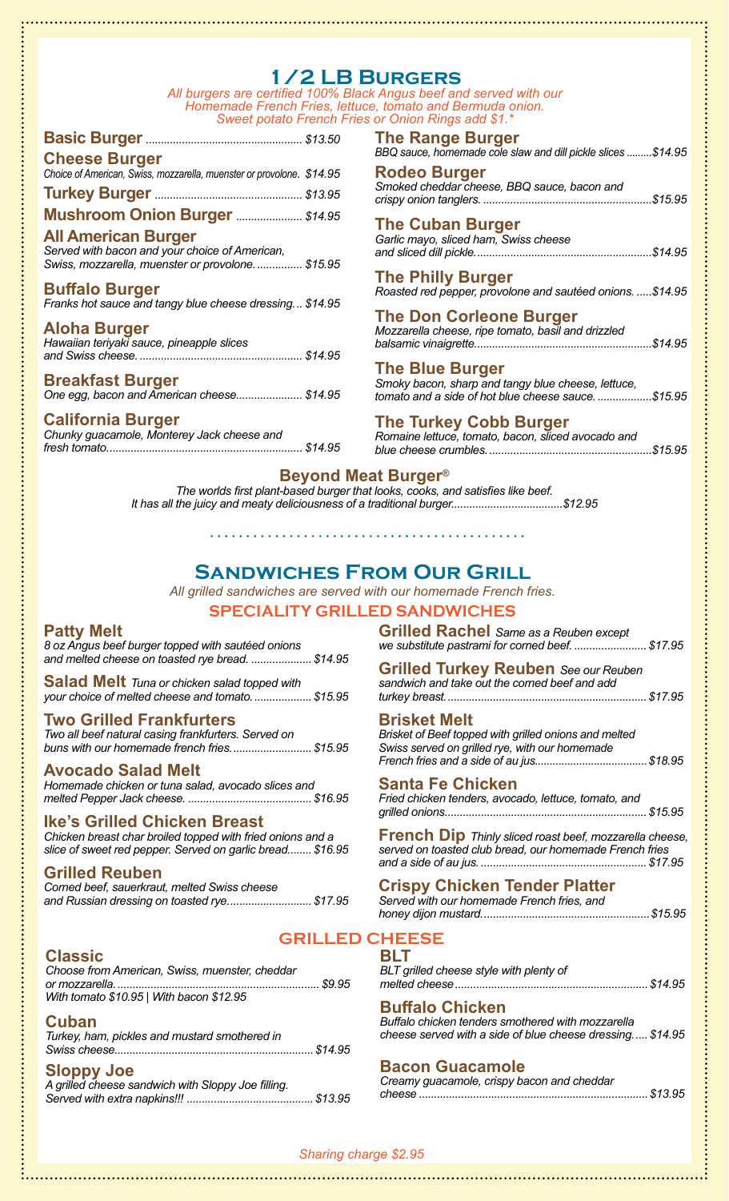# 1/2 LB Burgers

*All burgers are certified 100% Black Angus beef and served with our Homemade French Fries, lettuce, tomato and Bermuda onion. Sweet potato French Fries or Onion Rings add $1.**

**Basic Burger** ........ $13.50

**Cheese Burger**
*Choice of American, Swiss, mozzarella, muenster or provolone.* $14.95

**Turkey Burger** ........ $13.95

**Mushroom Onion Burger** ........ $14.95

**All American Burger**
*Served with bacon and your choice of American, Swiss, mozzarella, muenster or provolone.* ........ $15.95

**Buffalo Burger**
*Franks hot sauce and tangy blue cheese dressing...* $14.95

**Aloha Burger**
*Hawaiian teriyaki sauce, pineapple slices and Swiss cheese.* ........ $14.95

**Breakfast Burger**
*One egg, bacon and American cheese.* ........ $14.95

**California Burger**
*Chunky guacamole, Monterey Jack cheese and fresh tomato.* ........ $14.95

**The Range Burger**
*BBQ sauce, homemade cole slaw and dill pickle slices* ........ $14.95

**Rodeo Burger**
*Smoked cheddar cheese, BBQ sauce, bacon and crispy onion tanglers.* ........ $15.95

**The Cuban Burger**
*Garlic mayo, sliced ham, Swiss cheese and sliced dill pickle.* ........ $14.95

**The Philly Burger**
*Roasted red pepper, provolone and sautéed onions.* ........ $14.95

**The Don Corleone Burger**
*Mozzarella cheese, ripe tomato, basil and drizzled balsamic vinaigrette.* ........ $14.95

**The Blue Burger**
*Smoky bacon, sharp and tangy blue cheese, lettuce, tomato and a side of hot blue cheese sauce.* ........ $15.95

**The Turkey Cobb Burger**
*Romaine lettuce, tomato, bacon, sliced avocado and blue cheese crumbles.* ........ $15.95

### Beyond Meat Burger®

*The worlds first plant-based burger that looks, cooks, and satisfies like beef. It has all the juicy and meaty deliciousness of a traditional burger.* ........ $12.95

# Sandwiches From Our Grill

*All grilled sandwiches are served with our homemade French fries.*

## SPECIALITY GRILLED SANDWICHES

**Patty Melt**
*8 oz Angus beef burger topped with sautéed onions and melted cheese on toasted rye bread.* ........ $14.95

**Salad Melt** *Tuna or chicken salad topped with your choice of melted cheese and tomato.* ........ $15.95

**Two Grilled Frankfurters**
*Two all beef natural casing frankfurters. Served on buns with our homemade french fries.* ........ $15.95

**Avocado Salad Melt**
*Homemade chicken or tuna salad, avocado slices and melted Pepper Jack cheese.* ........ $16.95

**Ike's Grilled Chicken Breast**
*Chicken breast char broiled topped with fried onions and a slice of sweet red pepper. Served on garlic bread.* ........ $16.95

**Grilled Reuben**
*Corned beef, sauerkraut, melted Swiss cheese and Russian dressing on toasted rye.* ........ $17.95

**Grilled Rachel** *Same as a Reuben except we substitute pastrami for corned beef.* ........ $17.95

**Grilled Turkey Reuben** *See our Reuben sandwich and take out the corned beef and add turkey breast.* ........ $17.95

**Brisket Melt**
*Brisket of Beef topped with grilled onions and melted Swiss served on grilled rye, with our homemade French fries and a side of au jus.* ........ $18.95

**Santa Fe Chicken**
*Fried chicken tenders, avocado, lettuce, tomato, and grilled onions.* ........ $15.95

**French Dip** *Thinly sliced roast beef, mozzarella cheese, served on toasted club bread, our homemade French fries and a side of au jus.* ........ $17.95

**Crispy Chicken Tender Platter**
*Served with our homemade French fries, and honey dijon mustard.* ........ $15.95

## GRILLED CHEESE

**Classic**
*Choose from American, Swiss, muenster, cheddar or mozzarella.* ........ $9.95
*With tomato $10.95 | With bacon $12.95*

**Cuban**
*Turkey, ham, pickles and mustard smothered in Swiss cheese.* ........ $14.95

**Sloppy Joe**
*A grilled cheese sandwich with Sloppy Joe filling. Served with extra napkins!!!* ........ $13.95

**BLT**
*BLT grilled cheese style with plenty of melted cheese* ........ $14.95

**Buffalo Chicken**
*Buffalo chicken tenders smothered with mozzarella cheese served with a side of blue cheese dressing.* ........ $14.95

**Bacon Guacamole**
*Creamy guacamole, crispy bacon and cheddar cheese* ........ $13.95

*Sharing charge $2.95*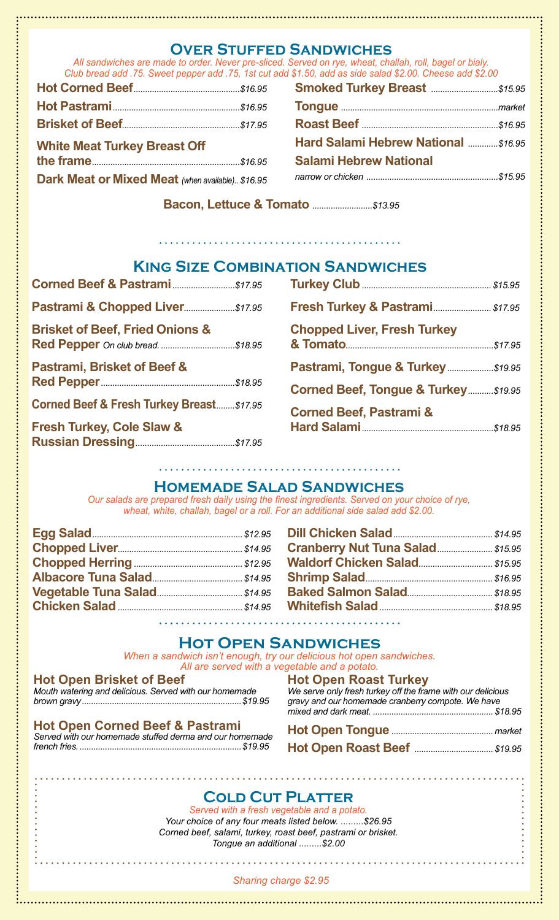## Over Stuffed Sandwiches

*All sandwiches are made to order. Never pre-sliced. Served on rye, wheat, challah, roll, bagel or bialy. Club bread add .75. Sweet pepper add .75, 1st cut add $1.50, add as side salad $2.00. Cheese add $2.00*

**Hot Corned Beef** ........ *$16.95*

**Hot Pastrami** ........ *$16.95*

**Brisket of Beef** ........ *$17.95*

**White Meat Turkey Breast Off the frame** ........ *$16.95*

**Dark Meat or Mixed Meat** *(when available)*.. *$16.95*

**Smoked Turkey Breast** ........ *$15.95*

**Tongue** ........ *market*

**Roast Beef** ........ *$16.95*

**Hard Salami Hebrew National** ........ *$16.95*

**Salami Hebrew National**
*narrow or chicken* ........ *$15.95*

**Bacon, Lettuce & Tomato** ........ *$13.95*

## King Size Combination Sandwiches

**Corned Beef & Pastrami** ........ *$17.95*

**Pastrami & Chopped Liver** ........ *$17.95*

**Brisket of Beef, Fried Onions & Red Pepper** *On club bread.* ........ *$18.95*

**Pastrami, Brisket of Beef & Red Pepper** ........ *$18.95*

**Corned Beef & Fresh Turkey Breast** ........ *$17.95*

**Fresh Turkey, Cole Slaw & Russian Dressing** ........ *$17.95*

**Turkey Club** ........ *$15.95*

**Fresh Turkey & Pastrami** ........ *$17.95*

**Chopped Liver, Fresh Turkey & Tomato** ........ *$17.95*

**Pastrami, Tongue & Turkey** ........ *$19.95*

**Corned Beef, Tongue & Turkey** ........ *$19.95*

**Corned Beef, Pastrami & Hard Salami** ........ *$18.95*

## Homemade Salad Sandwiches

*Our salads are prepared fresh daily using the finest ingredients. Served on your choice of rye, wheat, white, challah, bagel or a roll. For an additional side salad add $2.00.*

**Egg Salad** ........ *$12.95*

**Chopped Liver** ........ *$14.95*

**Chopped Herring** ........ *$12.95*

**Albacore Tuna Salad** ........ *$14.95*

**Vegetable Tuna Salad** ........ *$14.95*

**Chicken Salad** ........ *$14.95*

**Dill Chicken Salad** ........ *$14.95*

**Cranberry Nut Tuna Salad** ........ *$15.95*

**Waldorf Chicken Salad** ........ *$15.95*

**Shrimp Salad** ........ *$16.95*

**Baked Salmon Salad** ........ *$18.95*

**Whitefish Salad** ........ *$18.95*

## Hot Open Sandwiches

*When a sandwich isn't enough, try our delicious hot open sandwiches. All are served with a vegetable and a potato.*

**Hot Open Brisket of Beef**
*Mouth watering and delicious. Served with our homemade brown gravy* ........ *$19.95*

**Hot Open Corned Beef & Pastrami**
*Served with our homemade stuffed derma and our homemade french fries.* ........ *$19.95*

**Hot Open Roast Turkey**
*We serve only fresh turkey off the frame with our delicious gravy and our homemade cranberry compote. We have mixed and dark meat.* ........ *$18.95*

**Hot Open Tongue** ........ *market*

**Hot Open Roast Beef** ........ *$19.95*

## Cold Cut Platter

*Served with a fresh vegetable and a potato.*

*Your choice of any four meats listed below.* ........ *$26.95*

*Corned beef, salami, turkey, roast beef, pastrami or brisket.*

*Tongue an additional* ........ *$2.00*

*Sharing charge $2.95*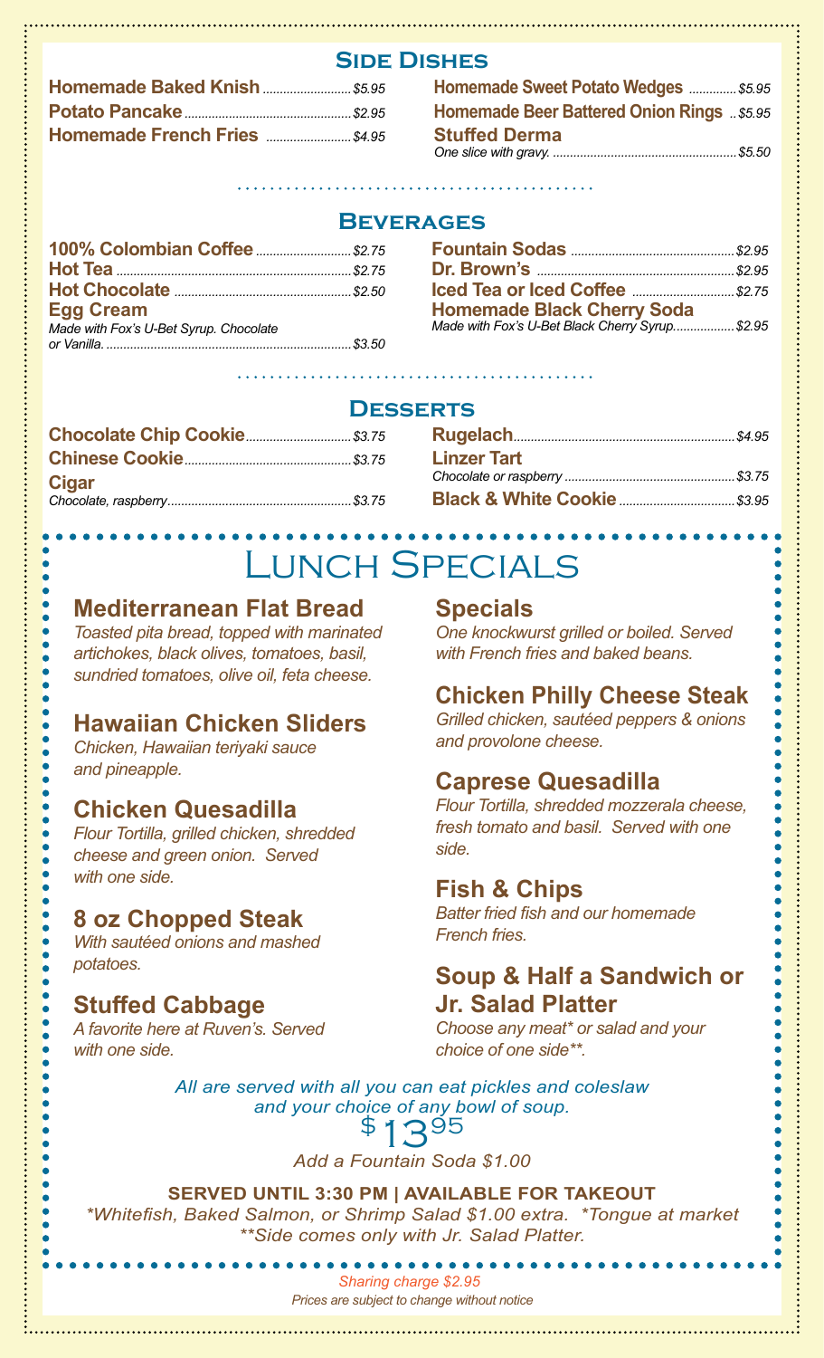## Side Dishes

**Homemade Baked Knish** ........ $5.95
**Potato Pancake** ........ $2.95
**Homemade French Fries** ........ $4.95
**Homemade Sweet Potato Wedges** ........ $5.95
**Homemade Beer Battered Onion Rings** .. $5.95
**Stuffed Derma**
*One slice with gravy.* ........ $5.50

## Beverages

**100% Colombian Coffee** ........ $2.75
**Hot Tea** ........ $2.75
**Hot Chocolate** ........ $2.50
**Egg Cream**
*Made with Fox's U-Bet Syrup. Chocolate or Vanilla.* ........ $3.50
**Fountain Sodas** ........ $2.95
**Dr. Brown's** ........ $2.95
**Iced Tea or Iced Coffee** ........ $2.75
**Homemade Black Cherry Soda**
*Made with Fox's U-Bet Black Cherry Syrup.* ........ $2.95

## Desserts

**Chocolate Chip Cookie** ........ $3.75
**Chinese Cookie** ........ $3.75
**Cigar**
*Chocolate, raspberry* ........ $3.75
**Rugelach** ........ $4.95
**Linzer Tart**
*Chocolate or raspberry* ........ $3.75
**Black & White Cookie** ........ $3.95

# Lunch Specials

### Mediterranean Flat Bread
*Toasted pita bread, topped with marinated artichokes, black olives, tomatoes, basil, sundried tomatoes, olive oil, feta cheese.*

### Hawaiian Chicken Sliders
*Chicken, Hawaiian teriyaki sauce and pineapple.*

### Chicken Quesadilla
*Flour Tortilla, grilled chicken, shredded cheese and green onion. Served with one side.*

### 8 oz Chopped Steak
*With sautéed onions and mashed potatoes.*

### Stuffed Cabbage
*A favorite here at Ruven's. Served with one side.*

### Specials
*One knockwurst grilled or boiled. Served with French fries and baked beans.*

### Chicken Philly Cheese Steak
*Grilled chicken, sautéed peppers & onions and provolone cheese.*

### Caprese Quesadilla
*Flour Tortilla, shredded mozzerala cheese, fresh tomato and basil. Served with one side.*

### Fish & Chips
*Batter fried fish and our homemade French fries.*

### Soup & Half a Sandwich or Jr. Salad Platter
*Choose any meat* or salad and your choice of one side**.*

*All are served with all you can eat pickles and coleslaw and your choice of any bowl of soup.*

$13.95

*Add a Fountain Soda $1.00*

**SERVED UNTIL 3:30 PM | AVAILABLE FOR TAKEOUT**

*\*Whitefish, Baked Salmon, or Shrimp Salad $1.00 extra. \*Tongue at market*
*\*\*Side comes only with Jr. Salad Platter.*

*Sharing charge $2.95*
*Prices are subject to change without notice*